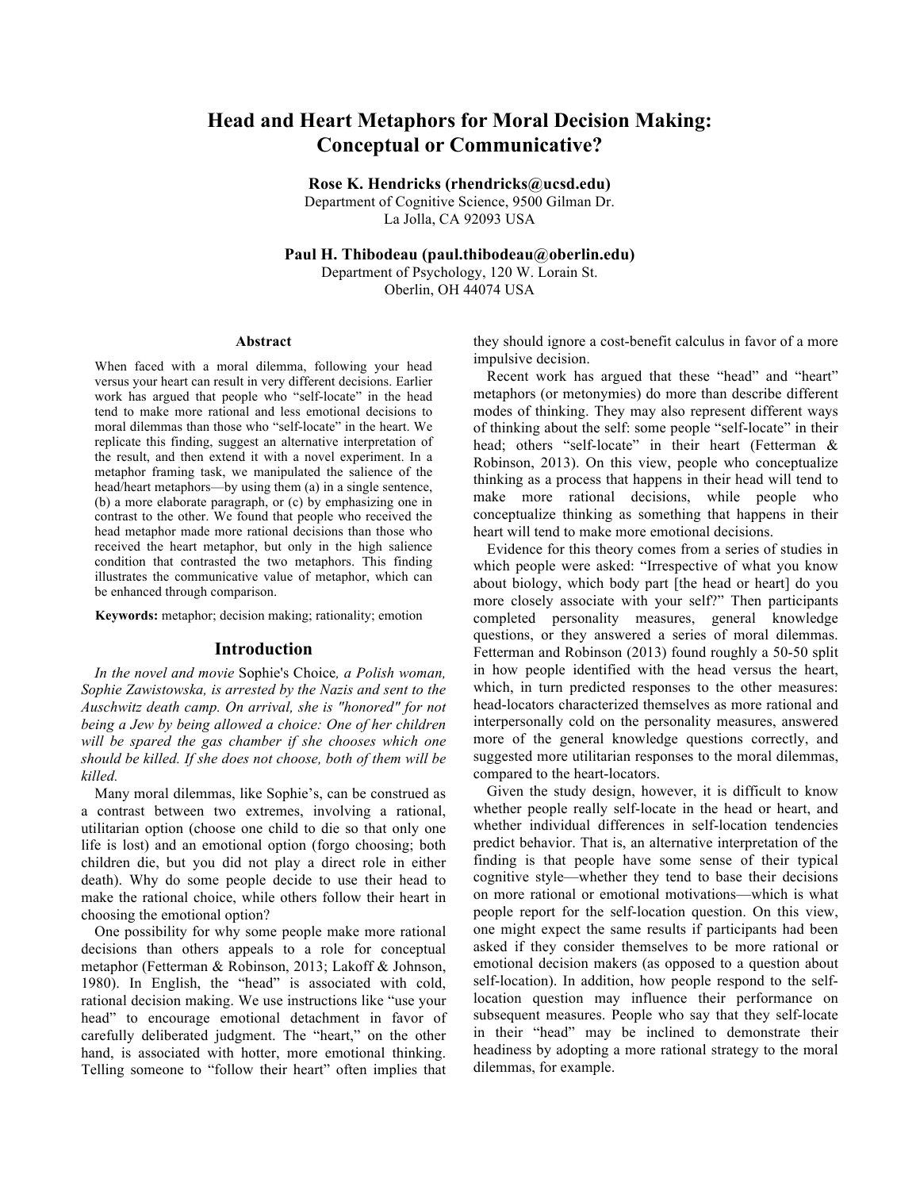# Head and Heart Metaphors for Moral Decision Making: Conceptual or Communicative?

**Rose K. Hendricks (rhendricks@ucsd.edu)**
Department of Cognitive Science, 9500 Gilman Dr.
La Jolla, CA 92093 USA

**Paul H. Thibodeau (paul.thibodeau@oberlin.edu)**
Department of Psychology, 120 W. Lorain St.
Oberlin, OH 44074 USA

## Abstract

When faced with a moral dilemma, following your head versus your heart can result in very different decisions. Earlier work has argued that people who "self-locate" in the head tend to make more rational and less emotional decisions to moral dilemmas than those who "self-locate" in the heart. We replicate this finding, suggest an alternative interpretation of the result, and then extend it with a novel experiment. In a metaphor framing task, we manipulated the salience of the head/heart metaphors—by using them (a) in a single sentence, (b) a more elaborate paragraph, or (c) by emphasizing one in contrast to the other. We found that people who received the head metaphor made more rational decisions than those who received the heart metaphor, but only in the high salience condition that contrasted the two metaphors. This finding illustrates the communicative value of metaphor, which can be enhanced through comparison.

**Keywords:** metaphor; decision making; rationality; emotion

## Introduction

*In the novel and movie* Sophie's Choice*, a Polish woman, Sophie Zawistowska, is arrested by the Nazis and sent to the Auschwitz death camp. On arrival, she is "honored" for not being a Jew by being allowed a choice: One of her children will be spared the gas chamber if she chooses which one should be killed. If she does not choose, both of them will be killed.*

Many moral dilemmas, like Sophie's, can be construed as a contrast between two extremes, involving a rational, utilitarian option (choose one child to die so that only one life is lost) and an emotional option (forgo choosing; both children die, but you did not play a direct role in either death). Why do some people decide to use their head to make the rational choice, while others follow their heart in choosing the emotional option?

One possibility for why some people make more rational decisions than others appeals to a role for conceptual metaphor (Fetterman & Robinson, 2013; Lakoff & Johnson, 1980). In English, the "head" is associated with cold, rational decision making. We use instructions like "use your head" to encourage emotional detachment in favor of carefully deliberated judgment. The "heart," on the other hand, is associated with hotter, more emotional thinking. Telling someone to "follow their heart" often implies that they should ignore a cost-benefit calculus in favor of a more impulsive decision.

Recent work has argued that these "head" and "heart" metaphors (or metonymies) do more than describe different modes of thinking. They may also represent different ways of thinking about the self: some people "self-locate" in their head; others "self-locate" in their heart (Fetterman & Robinson, 2013). On this view, people who conceptualize thinking as a process that happens in their head will tend to make more rational decisions, while people who conceptualize thinking as something that happens in their heart will tend to make more emotional decisions.

Evidence for this theory comes from a series of studies in which people were asked: "Irrespective of what you know about biology, which body part [the head or heart] do you more closely associate with your self?" Then participants completed personality measures, general knowledge questions, or they answered a series of moral dilemmas. Fetterman and Robinson (2013) found roughly a 50-50 split in how people identified with the head versus the heart, which, in turn predicted responses to the other measures: head-locators characterized themselves as more rational and interpersonally cold on the personality measures, answered more of the general knowledge questions correctly, and suggested more utilitarian responses to the moral dilemmas, compared to the heart-locators.

Given the study design, however, it is difficult to know whether people really self-locate in the head or heart, and whether individual differences in self-location tendencies predict behavior. That is, an alternative interpretation of the finding is that people have some sense of their typical cognitive style—whether they tend to base their decisions on more rational or emotional motivations—which is what people report for the self-location question. On this view, one might expect the same results if participants had been asked if they consider themselves to be more rational or emotional decision makers (as opposed to a question about self-location). In addition, how people respond to the self-location question may influence their performance on subsequent measures. People who say that they self-locate in their "head" may be inclined to demonstrate their headiness by adopting a more rational strategy to the moral dilemmas, for example.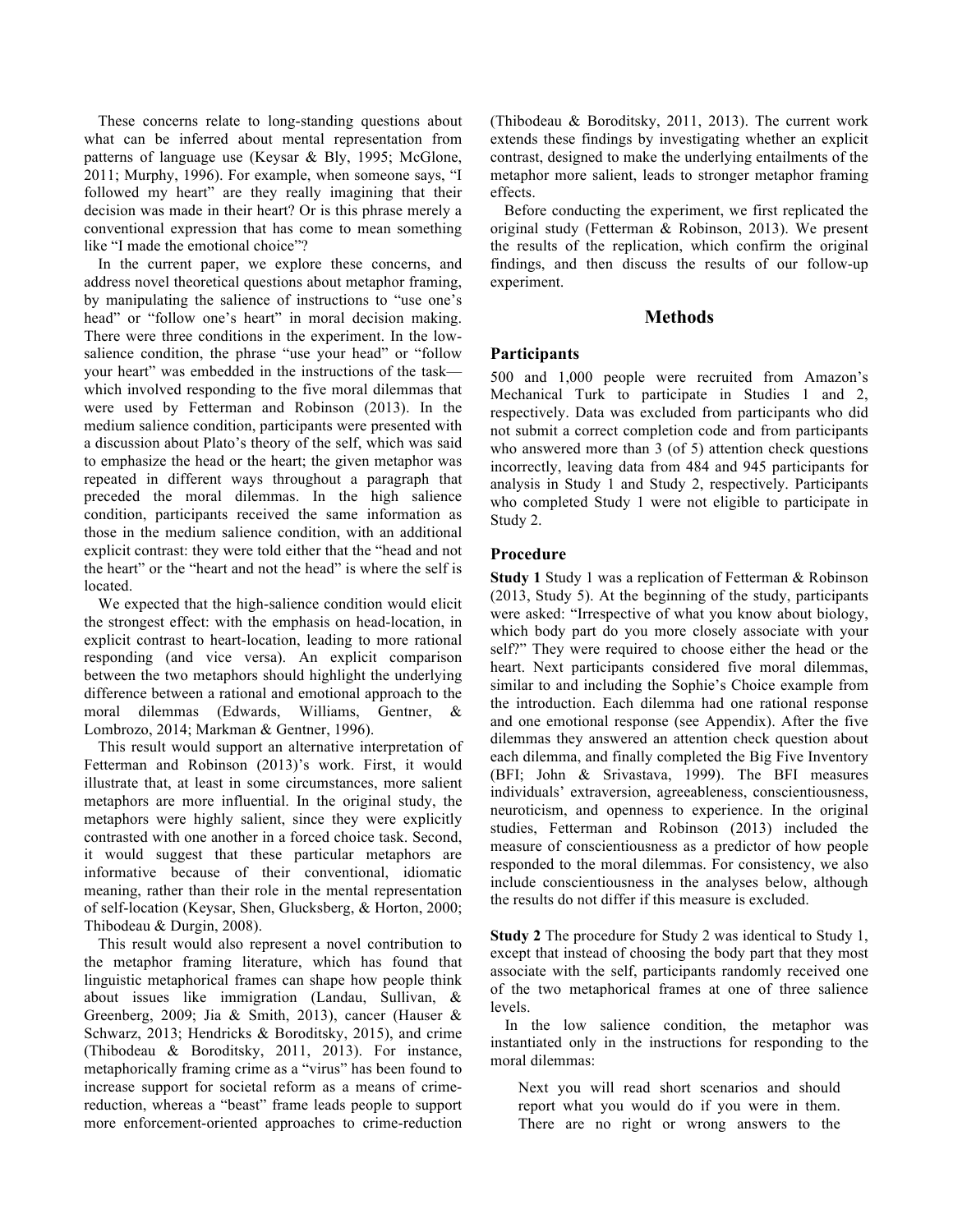These concerns relate to long-standing questions about what can be inferred about mental representation from patterns of language use (Keysar & Bly, 1995; McGlone, 2011; Murphy, 1996). For example, when someone says, "I followed my heart" are they really imagining that their decision was made in their heart? Or is this phrase merely a conventional expression that has come to mean something like "I made the emotional choice"?

In the current paper, we explore these concerns, and address novel theoretical questions about metaphor framing, by manipulating the salience of instructions to "use one's head" or "follow one's heart" in moral decision making. There were three conditions in the experiment. In the low-salience condition, the phrase "use your head" or "follow your heart" was embedded in the instructions of the task—which involved responding to the five moral dilemmas that were used by Fetterman and Robinson (2013). In the medium salience condition, participants were presented with a discussion about Plato's theory of the self, which was said to emphasize the head or the heart; the given metaphor was repeated in different ways throughout a paragraph that preceded the moral dilemmas. In the high salience condition, participants received the same information as those in the medium salience condition, with an additional explicit contrast: they were told either that the "head and not the heart" or the "heart and not the head" is where the self is located.

We expected that the high-salience condition would elicit the strongest effect: with the emphasis on head-location, in explicit contrast to heart-location, leading to more rational responding (and vice versa). An explicit comparison between the two metaphors should highlight the underlying difference between a rational and emotional approach to the moral dilemmas (Edwards, Williams, Gentner, & Lombrozo, 2014; Markman & Gentner, 1996).

This result would support an alternative interpretation of Fetterman and Robinson (2013)'s work. First, it would illustrate that, at least in some circumstances, more salient metaphors are more influential. In the original study, the metaphors were highly salient, since they were explicitly contrasted with one another in a forced choice task. Second, it would suggest that these particular metaphors are informative because of their conventional, idiomatic meaning, rather than their role in the mental representation of self-location (Keysar, Shen, Glucksberg, & Horton, 2000; Thibodeau & Durgin, 2008).

This result would also represent a novel contribution to the metaphor framing literature, which has found that linguistic metaphorical frames can shape how people think about issues like immigration (Landau, Sullivan, & Greenberg, 2009; Jia & Smith, 2013), cancer (Hauser & Schwarz, 2013; Hendricks & Boroditsky, 2015), and crime (Thibodeau & Boroditsky, 2011, 2013). For instance, metaphorically framing crime as a "virus" has been found to increase support for societal reform as a means of crime-reduction, whereas a "beast" frame leads people to support more enforcement-oriented approaches to crime-reduction (Thibodeau & Boroditsky, 2011, 2013). The current work extends these findings by investigating whether an explicit contrast, designed to make the underlying entailments of the metaphor more salient, leads to stronger metaphor framing effects.

Before conducting the experiment, we first replicated the original study (Fetterman & Robinson, 2013). We present the results of the replication, which confirm the original findings, and then discuss the results of our follow-up experiment.

## Methods

### Participants

500 and 1,000 people were recruited from Amazon's Mechanical Turk to participate in Studies 1 and 2, respectively. Data was excluded from participants who did not submit a correct completion code and from participants who answered more than 3 (of 5) attention check questions incorrectly, leaving data from 484 and 945 participants for analysis in Study 1 and Study 2, respectively. Participants who completed Study 1 were not eligible to participate in Study 2.

### Procedure

**Study 1** Study 1 was a replication of Fetterman & Robinson (2013, Study 5). At the beginning of the study, participants were asked: "Irrespective of what you know about biology, which body part do you more closely associate with your self?" They were required to choose either the head or the heart. Next participants considered five moral dilemmas, similar to and including the Sophie's Choice example from the introduction. Each dilemma had one rational response and one emotional response (see Appendix). After the five dilemmas they answered an attention check question about each dilemma, and finally completed the Big Five Inventory (BFI; John & Srivastava, 1999). The BFI measures individuals' extraversion, agreeableness, conscientiousness, neuroticism, and openness to experience. In the original studies, Fetterman and Robinson (2013) included the measure of conscientiousness as a predictor of how people responded to the moral dilemmas. For consistency, we also include conscientiousness in the analyses below, although the results do not differ if this measure is excluded.

**Study 2** The procedure for Study 2 was identical to Study 1, except that instead of choosing the body part that they most associate with the self, participants randomly received one of the two metaphorical frames at one of three salience levels.

In the low salience condition, the metaphor was instantiated only in the instructions for responding to the moral dilemmas:

> Next you will read short scenarios and should report what you would do if you were in them. There are no right or wrong answers to the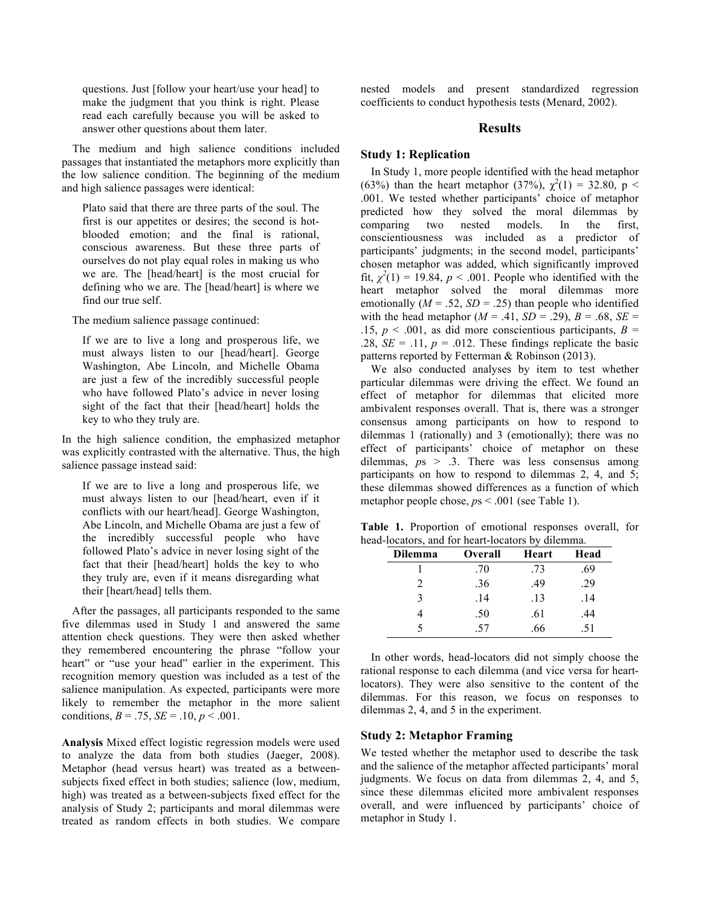questions. Just [follow your heart/use your head] to make the judgment that you think is right. Please read each carefully because you will be asked to answer other questions about them later.

The medium and high salience conditions included passages that instantiated the metaphors more explicitly than the low salience condition. The beginning of the medium and high salience passages were identical:

> Plato said that there are three parts of the soul. The first is our appetites or desires; the second is hot-blooded emotion; and the final is rational, conscious awareness. But these three parts of ourselves do not play equal roles in making us who we are. The [head/heart] is the most crucial for defining who we are. The [head/heart] is where we find our true self.

The medium salience passage continued:

> If we are to live a long and prosperous life, we must always listen to our [head/heart]. George Washington, Abe Lincoln, and Michelle Obama are just a few of the incredibly successful people who have followed Plato's advice in never losing sight of the fact that their [head/heart] holds the key to who they truly are.

In the high salience condition, the emphasized metaphor was explicitly contrasted with the alternative. Thus, the high salience passage instead said:

> If we are to live a long and prosperous life, we must always listen to our [head/heart, even if it conflicts with our heart/head]. George Washington, Abe Lincoln, and Michelle Obama are just a few of the incredibly successful people who have followed Plato's advice in never losing sight of the fact that their [head/heart] holds the key to who they truly are, even if it means disregarding what their [heart/head] tells them.

After the passages, all participants responded to the same five dilemmas used in Study 1 and answered the same attention check questions. They were then asked whether they remembered encountering the phrase "follow your heart" or "use your head" earlier in the experiment. This recognition memory question was included as a test of the salience manipulation. As expected, participants were more likely to remember the metaphor in the more salient conditions, $B = .75$, $SE = .10$, $p < .001$.

**Analysis** Mixed effect logistic regression models were used to analyze the data from both studies (Jaeger, 2008). Metaphor (head versus heart) was treated as a between-subjects fixed effect in both studies; salience (low, medium, high) was treated as a between-subjects fixed effect for the analysis of Study 2; participants and moral dilemmas were treated as random effects in both studies. We compare nested models and present standardized regression coefficients to conduct hypothesis tests (Menard, 2002).

## Results

### Study 1: Replication

In Study 1, more people identified with the head metaphor (63%) than the heart metaphor (37%), $\chi^2(1) = 32.80$, $p < .001$. We tested whether participants' choice of metaphor predicted how they solved the moral dilemmas by comparing two nested models. In the first, conscientiousness was included as a predictor of participants' judgments; in the second model, participants' chosen metaphor was added, which significantly improved fit, $\chi^2(1) = 19.84$, $p < .001$. People who identified with the heart metaphor solved the moral dilemmas more emotionally ($M = .52$, $SD = .25$) than people who identified with the head metaphor ($M = .41$, $SD = .29$), $B = .68$, $SE = .15$, $p < .001$, as did more conscientious participants, $B = .28$, $SE = .11$, $p = .012$. These findings replicate the basic patterns reported by Fetterman & Robinson (2013).

We also conducted analyses by item to test whether particular dilemmas were driving the effect. We found an effect of metaphor for dilemmas that elicited more ambivalent responses overall. That is, there was a stronger consensus among participants on how to respond to dilemmas 1 (rationally) and 3 (emotionally); there was no effect of participants' choice of metaphor on these dilemmas, $p$s > .3. There was less consensus among participants on how to respond to dilemmas 2, 4, and 5; these dilemmas showed differences as a function of which metaphor people chose, $p$s < .001 (see Table 1).

**Table 1.** Proportion of emotional responses overall, for head-locators, and for heart-locators by dilemma.

| Dilemma | Overall | Heart | Head |
|---|---|---|---|
| 1 | .70 | .73 | .69 |
| 2 | .36 | .49 | .29 |
| 3 | .14 | .13 | .14 |
| 4 | .50 | .61 | .44 |
| 5 | .57 | .66 | .51 |

In other words, head-locators did not simply choose the rational response to each dilemma (and vice versa for heart-locators). They were also sensitive to the content of the dilemmas. For this reason, we focus on responses to dilemmas 2, 4, and 5 in the experiment.

### Study 2: Metaphor Framing

We tested whether the metaphor used to describe the task and the salience of the metaphor affected participants' moral judgments. We focus on data from dilemmas 2, 4, and 5, since these dilemmas elicited more ambivalent responses overall, and were influenced by participants' choice of metaphor in Study 1.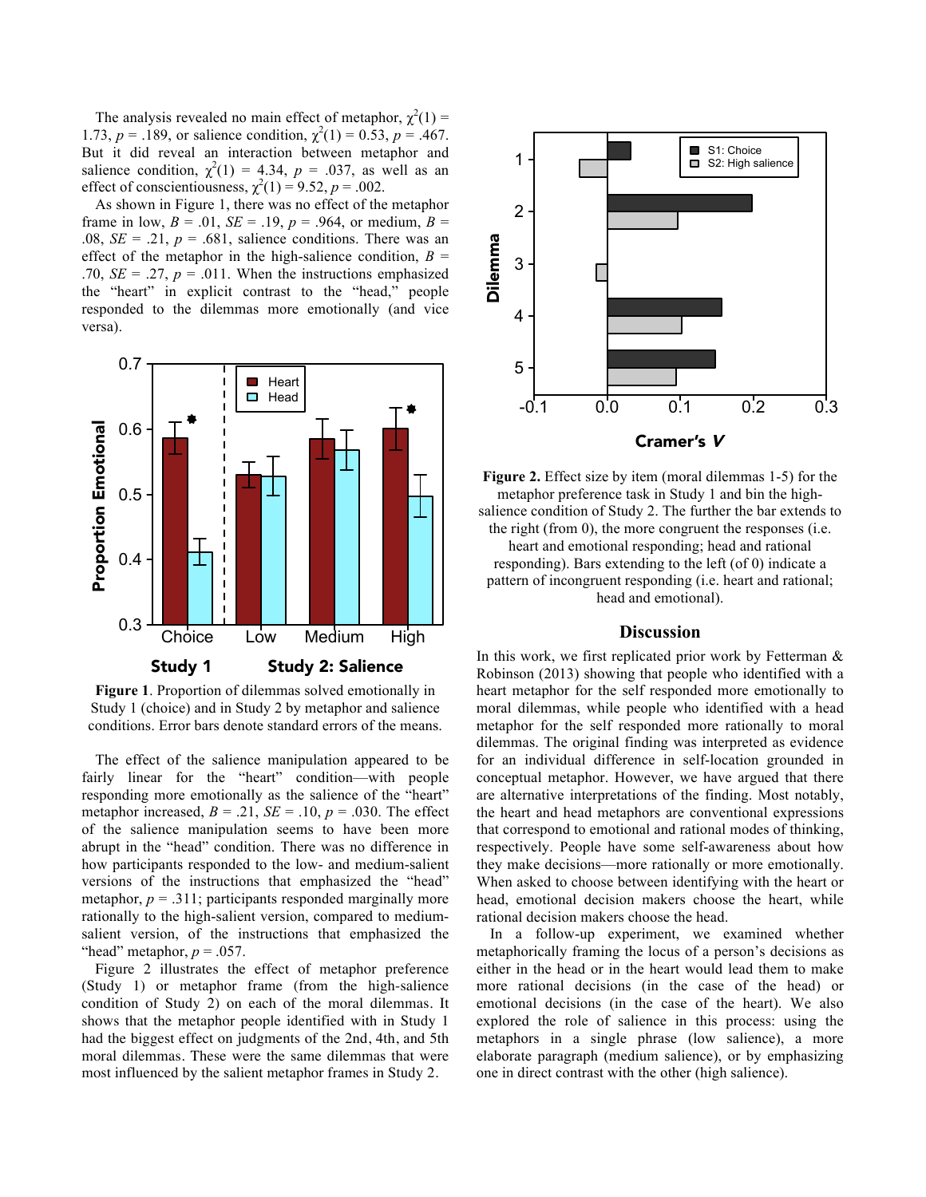The analysis revealed no main effect of metaphor, $\chi^2(1) = 1.73$, $p = .189$, or salience condition, $\chi^2(1) = 0.53$, $p = .467$. But it did reveal an interaction between metaphor and salience condition, $\chi^2(1) = 4.34$, $p = .037$, as well as an effect of conscientiousness, $\chi^2(1) = 9.52$, $p = .002$.

As shown in Figure 1, there was no effect of the metaphor frame in low, $B = .01$, $SE = .19$, $p = .964$, or medium, $B = .08$, $SE = .21$, $p = .681$, salience conditions. There was an effect of the metaphor in the high-salience condition, $B = .70$, $SE = .27$, $p = .011$. When the instructions emphasized the "heart" in explicit contrast to the "head," people responded to the dilemmas more emotionally (and vice versa).

Figure 1. Proportion of dilemmas solved emotionally in Study 1 (choice) and in Study 2 by metaphor and salience conditions. Error bars denote standard errors of the means.

The effect of the salience manipulation appeared to be fairly linear for the "heart" condition—with people responding more emotionally as the salience of the "heart" metaphor increased, $B = .21$, $SE = .10$, $p = .030$. The effect of the salience manipulation seems to have been more abrupt in the "head" condition. There was no difference in how participants responded to the low- and medium-salient versions of the instructions that emphasized the "head" metaphor, $p = .311$; participants responded marginally more rationally to the high-salient version, compared to medium-salient version, of the instructions that emphasized the "head" metaphor, $p = .057$.

Figure 2 illustrates the effect of metaphor preference (Study 1) or metaphor frame (from the high-salience condition of Study 2) on each of the moral dilemmas. It shows that the metaphor people identified with in Study 1 had the biggest effect on judgments of the 2nd, 4th, and 5th moral dilemmas. These were the same dilemmas that were most influenced by the salient metaphor frames in Study 2.

Figure 2. Effect size by item (moral dilemmas 1-5) for the metaphor preference task in Study 1 and bin the high-salience condition of Study 2. The further the bar extends to the right (from 0), the more congruent the responses (i.e. heart and emotional responding; head and rational responding). Bars extending to the left (of 0) indicate a pattern of incongruent responding (i.e. heart and rational; head and emotional).

## Discussion

In this work, we first replicated prior work by Fetterman & Robinson (2013) showing that people who identified with a heart metaphor for the self responded more emotionally to moral dilemmas, while people who identified with a head metaphor for the self responded more rationally to moral dilemmas. The original finding was interpreted as evidence for an individual difference in self-location grounded in conceptual metaphor. However, we have argued that there are alternative interpretations of the finding. Most notably, the heart and head metaphors are conventional expressions that correspond to emotional and rational modes of thinking, respectively. People have some self-awareness about how they make decisions—more rationally or more emotionally. When asked to choose between identifying with the heart or head, emotional decision makers choose the heart, while rational decision makers choose the head.

In a follow-up experiment, we examined whether metaphorically framing the locus of a person's decisions as either in the head or in the heart would lead them to make more rational decisions (in the case of the head) or emotional decisions (in the case of the heart). We also explored the role of salience in this process: using the metaphors in a single phrase (low salience), a more elaborate paragraph (medium salience), or by emphasizing one in direct contrast with the other (high salience).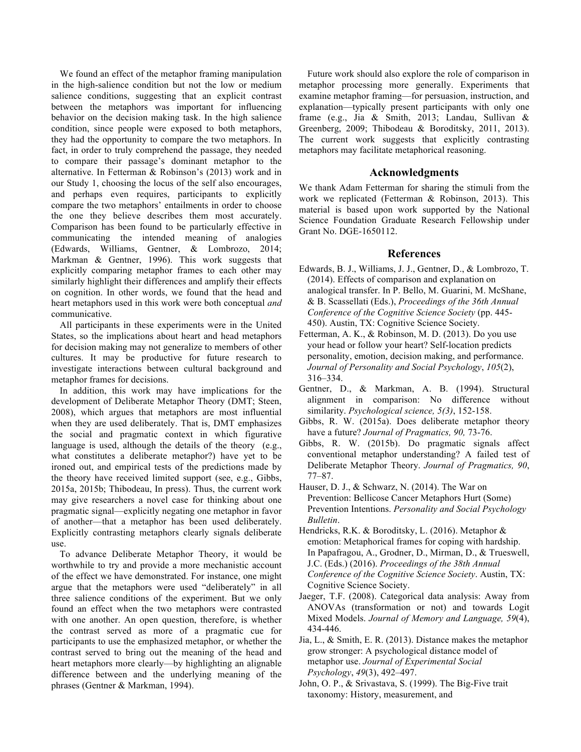We found an effect of the metaphor framing manipulation in the high-salience condition but not the low or medium salience conditions, suggesting that an explicit contrast between the metaphors was important for influencing behavior on the decision making task. In the high salience condition, since people were exposed to both metaphors, they had the opportunity to compare the two metaphors. In fact, in order to truly comprehend the passage, they needed to compare their passage's dominant metaphor to the alternative. In Fetterman & Robinson's (2013) work and in our Study 1, choosing the locus of the self also encourages, and perhaps even requires, participants to explicitly compare the two metaphors' entailments in order to choose the one they believe describes them most accurately. Comparison has been found to be particularly effective in communicating the intended meaning of analogies (Edwards, Williams, Gentner, & Lombrozo, 2014; Markman & Gentner, 1996). This work suggests that explicitly comparing metaphor frames to each other may similarly highlight their differences and amplify their effects on cognition. In other words, we found that the head and heart metaphors used in this work were both conceptual *and* communicative.

All participants in these experiments were in the United States, so the implications about heart and head metaphors for decision making may not generalize to members of other cultures. It may be productive for future research to investigate interactions between cultural background and metaphor frames for decisions.

In addition, this work may have implications for the development of Deliberate Metaphor Theory (DMT; Steen, 2008), which argues that metaphors are most influential when they are used deliberately. That is, DMT emphasizes the social and pragmatic context in which figurative language is used, although the details of the theory (e.g., what constitutes a deliberate metaphor?) have yet to be ironed out, and empirical tests of the predictions made by the theory have received limited support (see, e.g., Gibbs, 2015a, 2015b; Thibodeau, In press). Thus, the current work may give researchers a novel case for thinking about one pragmatic signal—explicitly negating one metaphor in favor of another—that a metaphor has been used deliberately. Explicitly contrasting metaphors clearly signals deliberate use.

To advance Deliberate Metaphor Theory, it would be worthwhile to try and provide a more mechanistic account of the effect we have demonstrated. For instance, one might argue that the metaphors were used "deliberately" in all three salience conditions of the experiment. But we only found an effect when the two metaphors were contrasted with one another. An open question, therefore, is whether the contrast served as more of a pragmatic cue for participants to use the emphasized metaphor, or whether the contrast served to bring out the meaning of the head and heart metaphors more clearly—by highlighting an alignable difference between and the underlying meaning of the phrases (Gentner & Markman, 1994).

Future work should also explore the role of comparison in metaphor processing more generally. Experiments that examine metaphor framing—for persuasion, instruction, and explanation—typically present participants with only one frame (e.g., Jia & Smith, 2013; Landau, Sullivan & Greenberg, 2009; Thibodeau & Boroditsky, 2011, 2013). The current work suggests that explicitly contrasting metaphors may facilitate metaphorical reasoning.

## Acknowledgments

We thank Adam Fetterman for sharing the stimuli from the work we replicated (Fetterman & Robinson, 2013). This material is based upon work supported by the National Science Foundation Graduate Research Fellowship under Grant No. DGE-1650112.

## References

Edwards, B. J., Williams, J. J., Gentner, D., & Lombrozo, T. (2014). Effects of comparison and explanation on analogical transfer. In P. Bello, M. Guarini, M. McShane, & B. Scassellati (Eds.), *Proceedings of the 36th Annual Conference of the Cognitive Science Society* (pp. 445-450). Austin, TX: Cognitive Science Society.

Fetterman, A. K., & Robinson, M. D. (2013). Do you use your head or follow your heart? Self-location predicts personality, emotion, decision making, and performance. *Journal of Personality and Social Psychology*, *105*(2), 316–334.

Gentner, D., & Markman, A. B. (1994). Structural alignment in comparison: No difference without similarity. *Psychological science, 5(3)*, 152-158.

Gibbs, R. W. (2015a). Does deliberate metaphor theory have a future? *Journal of Pragmatics, 90,* 73-76.

Gibbs, R. W. (2015b). Do pragmatic signals affect conventional metaphor understanding? A failed test of Deliberate Metaphor Theory. *Journal of Pragmatics, 90*, 77–87.

Hauser, D. J., & Schwarz, N. (2014). The War on Prevention: Bellicose Cancer Metaphors Hurt (Some) Prevention Intentions. *Personality and Social Psychology Bulletin*.

Hendricks, R.K. & Boroditsky, L. (2016). Metaphor & emotion: Metaphorical frames for coping with hardship. In Papafragou, A., Grodner, D., Mirman, D., & Trueswell, J.C. (Eds.) (2016). *Proceedings of the 38th Annual Conference of the Cognitive Science Society*. Austin, TX: Cognitive Science Society.

Jaeger, T.F. (2008). Categorical data analysis: Away from ANOVAs (transformation or not) and towards Logit Mixed Models. *Journal of Memory and Language, 59*(4), 434-446.

Jia, L., & Smith, E. R. (2013). Distance makes the metaphor grow stronger: A psychological distance model of metaphor use. *Journal of Experimental Social Psychology*, *49*(3), 492–497.

John, O. P., & Srivastava, S. (1999). The Big-Five trait taxonomy: History, measurement, and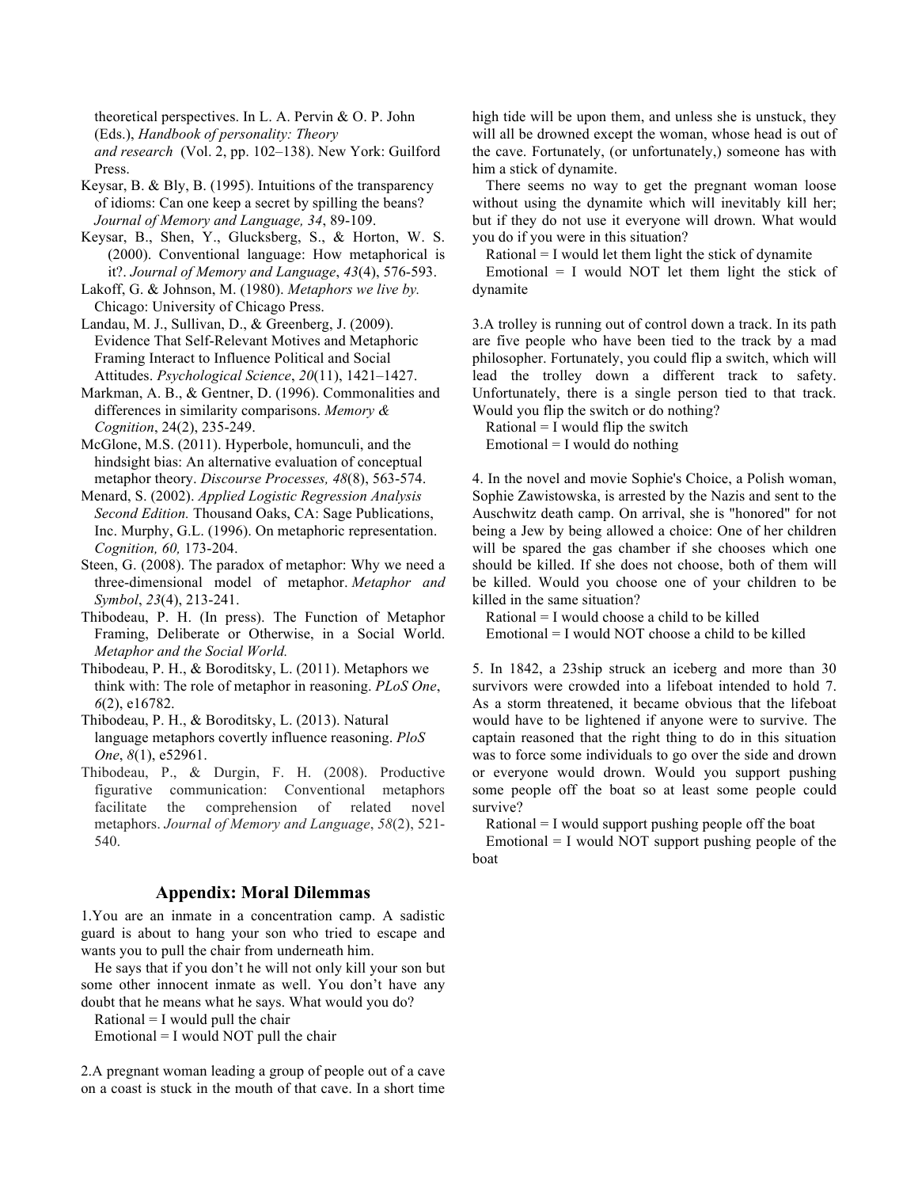theoretical perspectives. In L. A. Pervin & O. P. John (Eds.), *Handbook of personality: Theory and research* (Vol. 2, pp. 102–138). New York: Guilford Press.

Keysar, B. & Bly, B. (1995). Intuitions of the transparency of idioms: Can one keep a secret by spilling the beans? *Journal of Memory and Language, 34*, 89-109.

Keysar, B., Shen, Y., Glucksberg, S., & Horton, W. S. (2000). Conventional language: How metaphorical is it?. *Journal of Memory and Language*, *43*(4), 576-593.

Lakoff, G. & Johnson, M. (1980). *Metaphors we live by.* Chicago: University of Chicago Press.

Landau, M. J., Sullivan, D., & Greenberg, J. (2009). Evidence That Self-Relevant Motives and Metaphoric Framing Interact to Influence Political and Social Attitudes. *Psychological Science*, *20*(11), 1421–1427.

Markman, A. B., & Gentner, D. (1996). Commonalities and differences in similarity comparisons. *Memory & Cognition*, 24(2), 235-249.

McGlone, M.S. (2011). Hyperbole, homunculi, and the hindsight bias: An alternative evaluation of conceptual metaphor theory. *Discourse Processes, 48*(8), 563-574.

Menard, S. (2002). *Applied Logistic Regression Analysis Second Edition.* Thousand Oaks, CA: Sage Publications, Inc. Murphy, G.L. (1996). On metaphoric representation. *Cognition, 60,* 173-204.

Steen, G. (2008). The paradox of metaphor: Why we need a three-dimensional model of metaphor. *Metaphor and Symbol*, *23*(4), 213-241.

Thibodeau, P. H. (In press). The Function of Metaphor Framing, Deliberate or Otherwise, in a Social World. *Metaphor and the Social World.*

Thibodeau, P. H., & Boroditsky, L. (2011). Metaphors we think with: The role of metaphor in reasoning. *PLoS One*, *6*(2), e16782.

Thibodeau, P. H., & Boroditsky, L. (2013). Natural language metaphors covertly influence reasoning. *PloS One*, *8*(1), e52961.

Thibodeau, P., & Durgin, F. H. (2008). Productive figurative communication: Conventional metaphors facilitate the comprehension of related novel metaphors. *Journal of Memory and Language*, *58*(2), 521-540.

## Appendix: Moral Dilemmas

1.You are an inmate in a concentration camp. A sadistic guard is about to hang your son who tried to escape and wants you to pull the chair from underneath him.

He says that if you don't he will not only kill your son but some other innocent inmate as well. You don't have any doubt that he means what he says. What would you do?

Rational = I would pull the chair

Emotional = I would NOT pull the chair

2.A pregnant woman leading a group of people out of a cave on a coast is stuck in the mouth of that cave. In a short time high tide will be upon them, and unless she is unstuck, they will all be drowned except the woman, whose head is out of the cave. Fortunately, (or unfortunately,) someone has with him a stick of dynamite.

There seems no way to get the pregnant woman loose without using the dynamite which will inevitably kill her; but if they do not use it everyone will drown. What would you do if you were in this situation?

Rational = I would let them light the stick of dynamite

Emotional = I would NOT let them light the stick of dynamite

3.A trolley is running out of control down a track. In its path are five people who have been tied to the track by a mad philosopher. Fortunately, you could flip a switch, which will lead the trolley down a different track to safety. Unfortunately, there is a single person tied to that track. Would you flip the switch or do nothing?

Rational = I would flip the switch

Emotional = I would do nothing

4. In the novel and movie Sophie's Choice, a Polish woman, Sophie Zawistowska, is arrested by the Nazis and sent to the Auschwitz death camp. On arrival, she is "honored" for not being a Jew by being allowed a choice: One of her children will be spared the gas chamber if she chooses which one should be killed. If she does not choose, both of them will be killed. Would you choose one of your children to be killed in the same situation?

Rational = I would choose a child to be killed

Emotional = I would NOT choose a child to be killed

5. In 1842, a 23ship struck an iceberg and more than 30 survivors were crowded into a lifeboat intended to hold 7. As a storm threatened, it became obvious that the lifeboat would have to be lightened if anyone were to survive. The captain reasoned that the right thing to do in this situation was to force some individuals to go over the side and drown or everyone would drown. Would you support pushing some people off the boat so at least some people could survive?

Rational = I would support pushing people off the boat

Emotional = I would NOT support pushing people of the boat